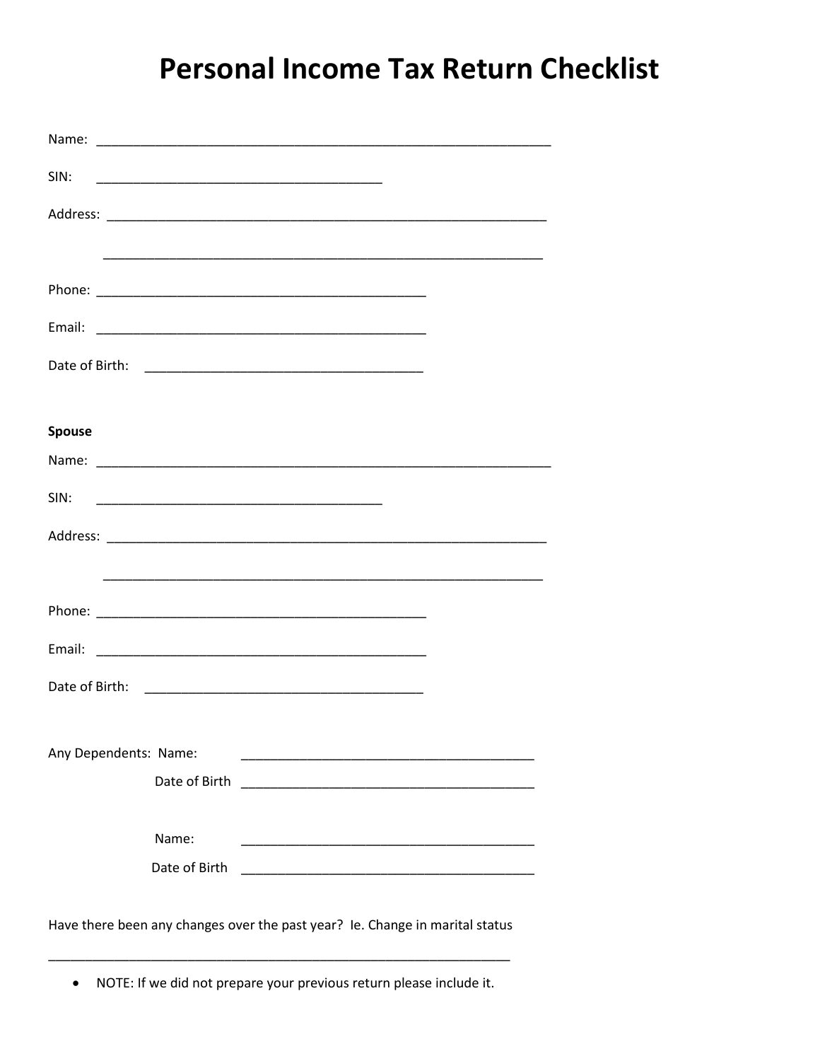# Personal Income Tax Return Checklist

Name: ______________________________________________________________

SIN: _______________________________________

Address: ____________________________________________________________

____________________________________________________________

Phone: _____________________________________________

Email: _____________________________________________

Date of Birth: ______________________________________

**Spouse**

Name: ______________________________________________________________

SIN: _______________________________________

Address: ____________________________________________________________

____________________________________________________________

Phone: _____________________________________________

Email: _____________________________________________

Date of Birth: ______________________________________

Any Dependents: Name: ________________________________________

Date of Birth ________________________________________

Name: ________________________________________

Date of Birth ________________________________________

Have there been any changes over the past year? Ie. Change in marital status

________________________________________________________________

- NOTE: If we did not prepare your previous return please include it.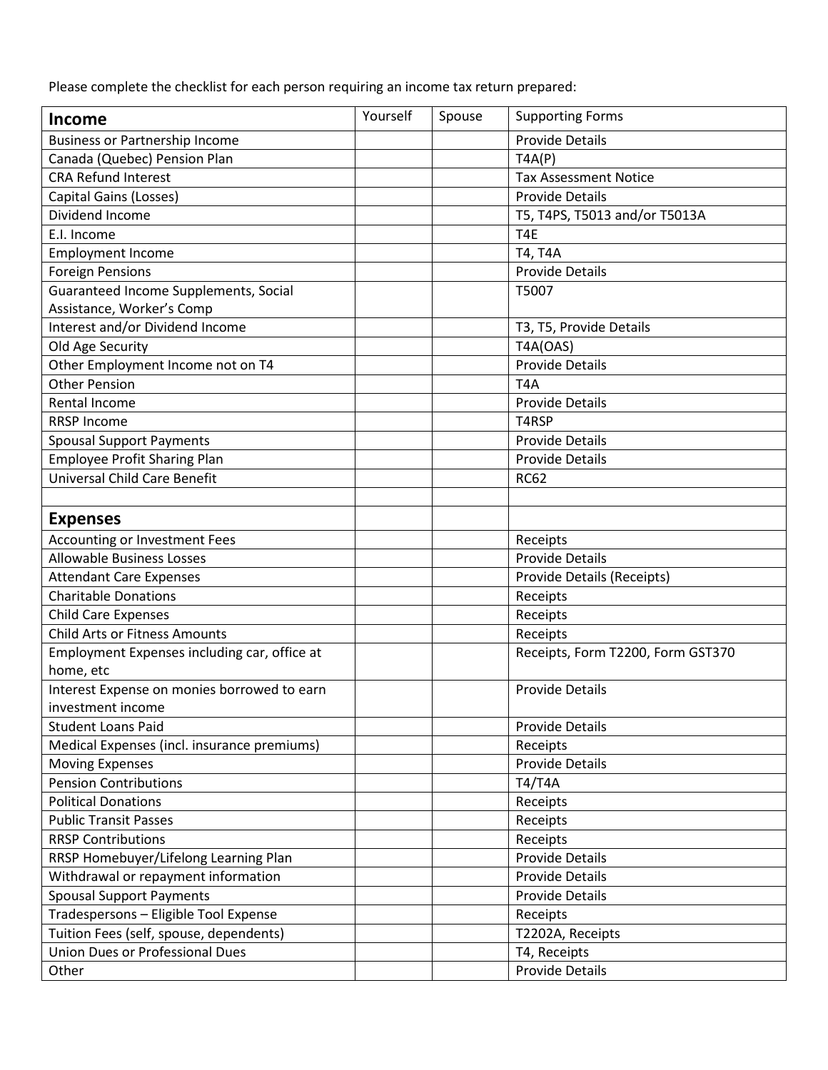Please complete the checklist for each person requiring an income tax return prepared:

| **Income** | Yourself | Spouse | Supporting Forms |
|---|---|---|---|
| Business or Partnership Income | | | Provide Details |
| Canada (Quebec) Pension Plan | | | T4A(P) |
| CRA Refund Interest | | | Tax Assessment Notice |
| Capital Gains (Losses) | | | Provide Details |
| Dividend Income | | | T5, T4PS, T5013 and/or T5013A |
| E.I. Income | | | T4E |
| Employment Income | | | T4, T4A |
| Foreign Pensions | | | Provide Details |
| Guaranteed Income Supplements, Social Assistance, Worker's Comp | | | T5007 |
| Interest and/or Dividend Income | | | T3, T5, Provide Details |
| Old Age Security | | | T4A(OAS) |
| Other Employment Income not on T4 | | | Provide Details |
| Other Pension | | | T4A |
| Rental Income | | | Provide Details |
| RRSP Income | | | T4RSP |
| Spousal Support Payments | | | Provide Details |
| Employee Profit Sharing Plan | | | Provide Details |
| Universal Child Care Benefit | | | RC62 |
| | | | |
| **Expenses** | | | |
| Accounting or Investment Fees | | | Receipts |
| Allowable Business Losses | | | Provide Details |
| Attendant Care Expenses | | | Provide Details (Receipts) |
| Charitable Donations | | | Receipts |
| Child Care Expenses | | | Receipts |
| Child Arts or Fitness Amounts | | | Receipts |
| Employment Expenses including car, office at home, etc | | | Receipts, Form T2200, Form GST370 |
| Interest Expense on monies borrowed to earn investment income | | | Provide Details |
| Student Loans Paid | | | Provide Details |
| Medical Expenses (incl. insurance premiums) | | | Receipts |
| Moving Expenses | | | Provide Details |
| Pension Contributions | | | T4/T4A |
| Political Donations | | | Receipts |
| Public Transit Passes | | | Receipts |
| RRSP Contributions | | | Receipts |
| RRSP Homebuyer/Lifelong Learning Plan | | | Provide Details |
| Withdrawal or repayment information | | | Provide Details |
| Spousal Support Payments | | | Provide Details |
| Tradespersons – Eligible Tool Expense | | | Receipts |
| Tuition Fees (self, spouse, dependents) | | | T2202A, Receipts |
| Union Dues or Professional Dues | | | T4, Receipts |
| Other | | | Provide Details |